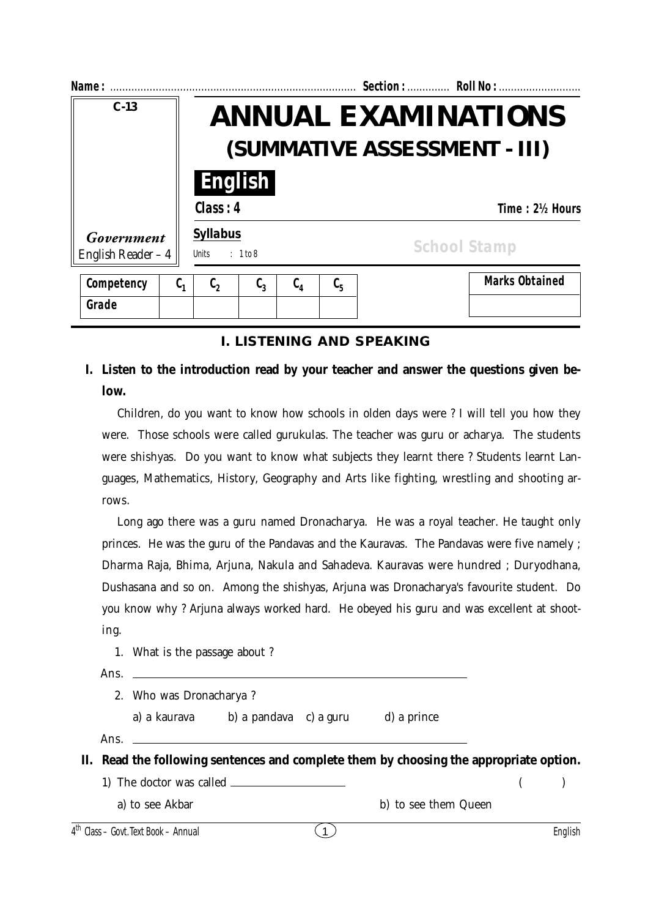**Name :** ................................................................................ **Section :** ............. **Roll No :** ...........................

**C-13**

# ANNUAL EXAMINATIONS

## (SUMMATIVE ASSESSMENT - III)

**English**

**Class : 4** **Time : 2½ Hours**

*Government* English Reader – 4

**Syllabus**

Units : 1 to 8

School Stamp

| Competency | $C_1$ | $C_2$ | $C_3$ | $C_4$ | $C_5$ |
|---|---|---|---|---|---|
| Grade | | | | | |

| Marks Obtained |
|---|
| |

### I. LISTENING AND SPEAKING

**I. Listen to the introduction read by your teacher and answer the questions given below.**

Children, do you want to know how schools in olden days were ? I will tell you how they were. Those schools were called gurukulas. The teacher was guru or acharya. The students were shishyas. Do you want to know what subjects they learnt there ? Students learnt Languages, Mathematics, History, Geography and Arts like fighting, wrestling and shooting arrows.

Long ago there was a guru named Dronacharya. He was a royal teacher. He taught only princes. He was the guru of the Pandavas and the Kauravas. The Pandavas were five namely ; Dharma Raja, Bhima, Arjuna, Nakula and Sahadeva. Kauravas were hundred ; Duryodhana, Dushasana and so on. Among the shishyas, Arjuna was Dronacharya's favourite student. Do you know why ? Arjuna always worked hard. He obeyed his guru and was excellent at shooting.

1. What is the passage about ?

Ans. ____________________________________________

2. Who was Dronacharya ?

a) a kaurava b) a pandava c) a guru d) a prince

Ans. ____________________________________________

**II. Read the following sentences and complete them by choosing the appropriate option.**

1) The doctor was called ____________________ ( )

a) to see Akbar b) to see them Queen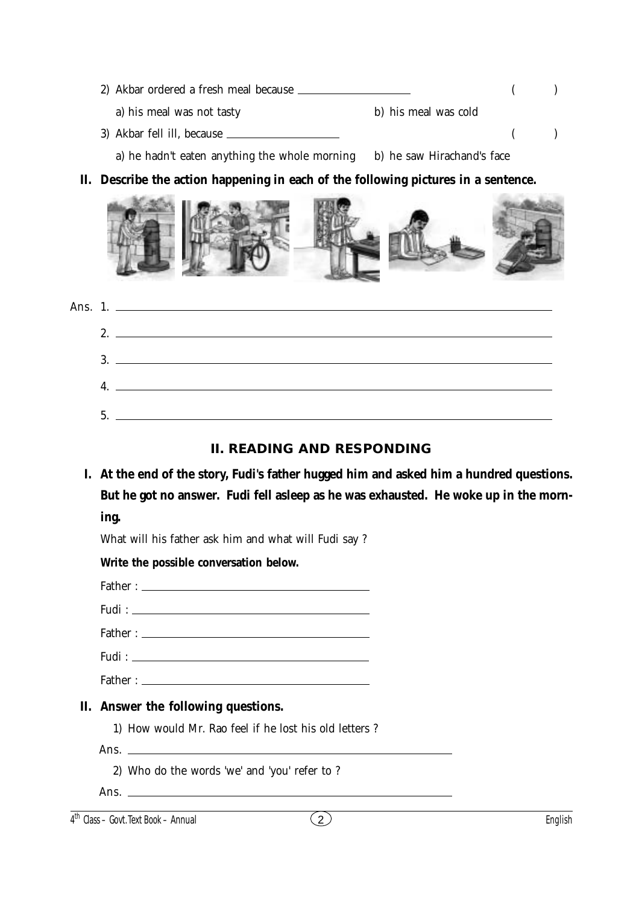2) Akbar ordered a fresh meal because ________________ ( )

a) his meal was not tasty b) his meal was cold

3) Akbar fell ill, because ________________ ( )

a) he hadn't eaten anything the whole morning b) he saw Hirachand's face

**II. Describe the action happening in each of the following pictures in a sentence.**

Ans. 1. ________________

2. ________________

3. ________________

4. ________________

5. ________________

## II. READING AND RESPONDING

**I. At the end of the story, Fudi's father hugged him and asked him a hundred questions. But he got no answer. Fudi fell asleep as he was exhausted. He woke up in the morning.**

What will his father ask him and what will Fudi say ?

**Write the possible conversation below.**

Father : ________________

Fudi : ________________

Father : ________________

Fudi : ________________

Father : ________________

**II. Answer the following questions.**

1) How would Mr. Rao feel if he lost his old letters ?

Ans. ________________

2) Who do the words 'we' and 'you' refer to ?

Ans. ________________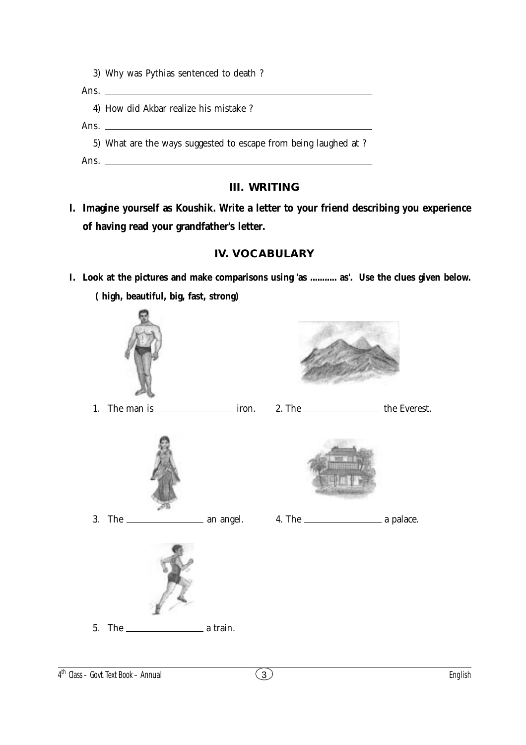3) Why was Pythias sentenced to death ?

Ans. ________________________________________________

4) How did Akbar realize his mistake ?

Ans. ________________________________________________

5) What are the ways suggested to escape from being laughed at ?

Ans. ________________________________________________

## III. WRITING

**I. Imagine yourself as Koushik. Write a letter to your friend describing you experience of having read your grandfather's letter.**

## IV. VOCABULARY

**I. Look at the pictures and make comparisons using 'as ........... as'. Use the clues given below.**

**( high, beautiful, big, fast, strong)**

1. The man is ______________ iron.
2. The ______________ the Everest.
3. The ______________ an angel.
4. The ______________ a palace.
5. The ______________ a train.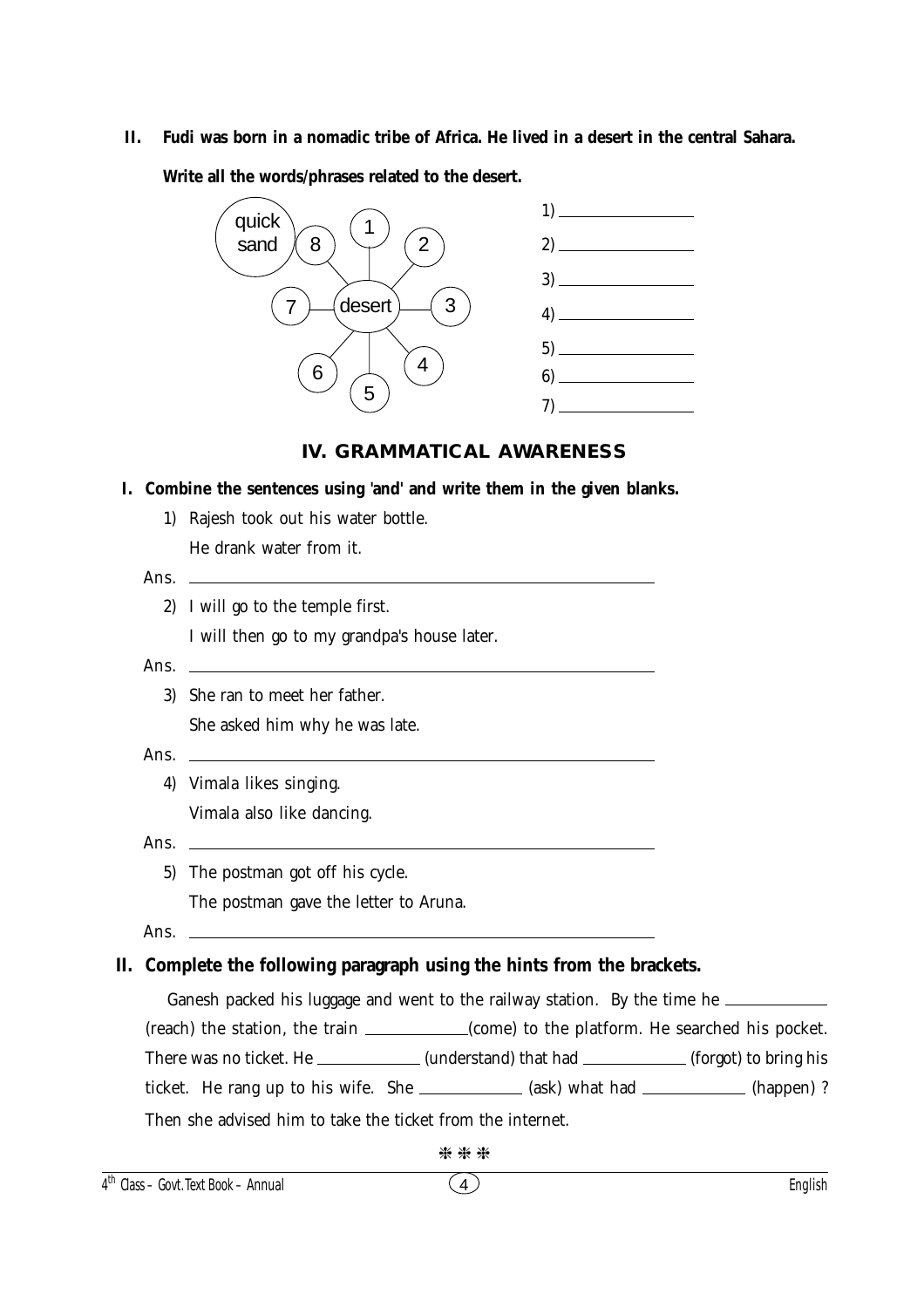**II. Fudi was born in a nomadic tribe of Africa. He lived in a desert in the central Sahara.**

**Write all the words/phrases related to the desert.**

quick sand
1
2
3
4
5
6
7
8
desert

1) ______________

2) ______________

3) ______________

4) ______________

5) ______________

6) ______________

7) ______________

## IV. GRAMMATICAL AWARENESS

**I. Combine the sentences using 'and' and write them in the given blanks.**

1) Rajesh took out his water bottle.
   He drank water from it.

Ans. ______________________________________________

2) I will go to the temple first.
   I will then go to my grandpa's house later.

Ans. ______________________________________________

3) She ran to meet her father.
   She asked him why he was late.

Ans. ______________________________________________

4) Vimala likes singing.
   Vimala also like dancing.

Ans. ______________________________________________

5) The postman got off his cycle.
   The postman gave the letter to Aruna.

Ans. ______________________________________________

**II. Complete the following paragraph using the hints from the brackets.**

Ganesh packed his luggage and went to the railway station. By the time he __________ (reach) the station, the train __________(come) to the platform. He searched his pocket. There was no ticket. He __________ (understand) that had __________ (forgot) to bring his ticket. He rang up to his wife. She __________ (ask) what had __________ (happen) ? Then she advised him to take the ticket from the internet.

❉ ❉ ❉